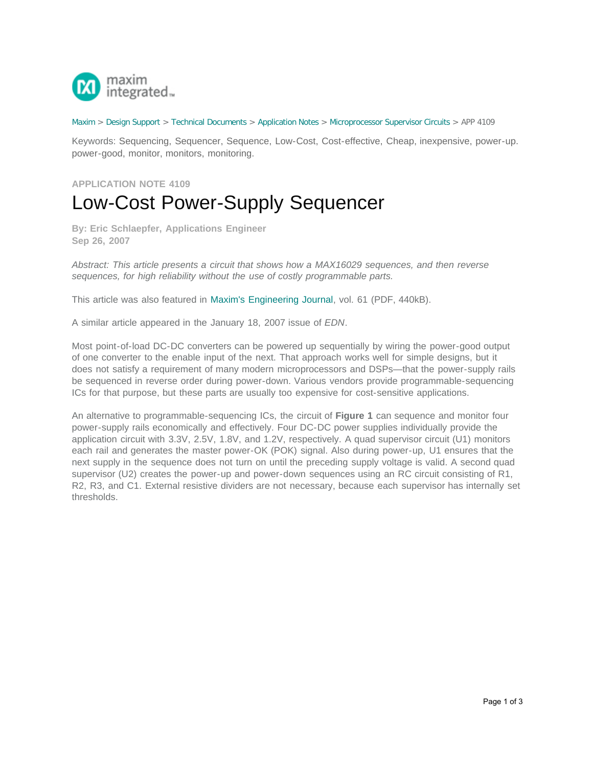Maxim > Design Support > Technical Documents > Application Notes > Microprocessor Supervisor Circuits > APP 4109

Keywords: Sequencing, Sequencer, Sequence, Low-Cost, Cost-effective, Cheap, inexpensive, power-up. power-good, monitor, monitors, monitoring.

APPLICATION NOTE 4109

# Low-Cost Power-Supply Sequencer

**By: Eric Schlaepfer, Applications Engineer**
**Sep 26, 2007**

*Abstract: This article presents a circuit that shows how a MAX16029 sequences, and then reverse sequences, for high reliability without the use of costly programmable parts.*

This article was also featured in Maxim's Engineering Journal, vol. 61 (PDF, 440kB).

A similar article appeared in the January 18, 2007 issue of *EDN*.

Most point-of-load DC-DC converters can be powered up sequentially by wiring the power-good output of one converter to the enable input of the next. That approach works well for simple designs, but it does not satisfy a requirement of many modern microprocessors and DSPs—that the power-supply rails be sequenced in reverse order during power-down. Various vendors provide programmable-sequencing ICs for that purpose, but these parts are usually too expensive for cost-sensitive applications.

An alternative to programmable-sequencing ICs, the circuit of **Figure 1** can sequence and monitor four power-supply rails economically and effectively. Four DC-DC power supplies individually provide the application circuit with 3.3V, 2.5V, 1.8V, and 1.2V, respectively. A quad supervisor circuit (U1) monitors each rail and generates the master power-OK (POK) signal. Also during power-up, U1 ensures that the next supply in the sequence does not turn on until the preceding supply voltage is valid. A second quad supervisor (U2) creates the power-up and power-down sequences using an RC circuit consisting of R1, R2, R3, and C1. External resistive dividers are not necessary, because each supervisor has internally set thresholds.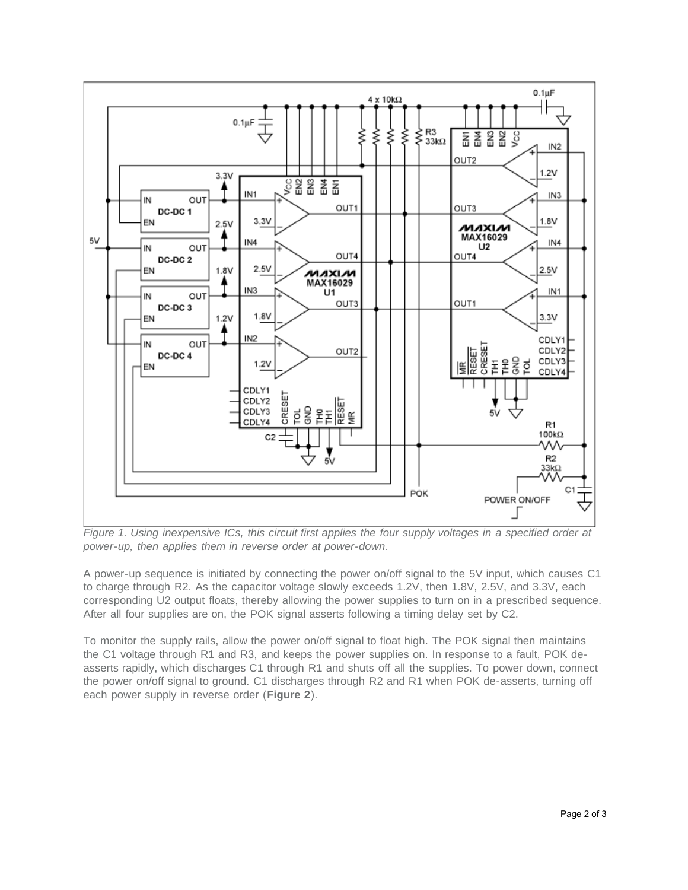*Figure 1. Using inexpensive ICs, this circuit first applies the four supply voltages in a specified order at power-up, then applies them in reverse order at power-down.*

A power-up sequence is initiated by connecting the power on/off signal to the 5V input, which causes C1 to charge through R2. As the capacitor voltage slowly exceeds 1.2V, then 1.8V, 2.5V, and 3.3V, each corresponding U2 output floats, thereby allowing the power supplies to turn on in a prescribed sequence. After all four supplies are on, the POK signal asserts following a timing delay set by C2.

To monitor the supply rails, allow the power on/off signal to float high. The POK signal then maintains the C1 voltage through R1 and R3, and keeps the power supplies on. In response to a fault, POK de-asserts rapidly, which discharges C1 through R1 and shuts off all the supplies. To power down, connect the power on/off signal to ground. C1 discharges through R2 and R1 when POK de-asserts, turning off each power supply in reverse order (**Figure 2**).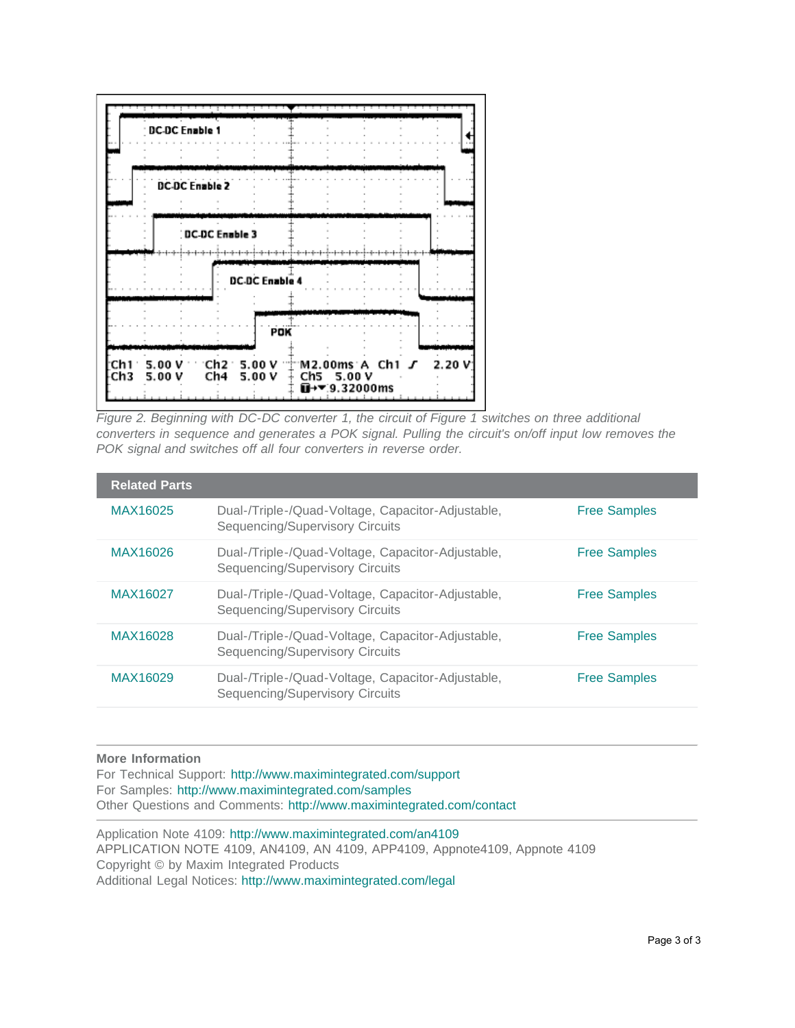DC-DC Enable 1

DC-DC Enable 2

DC-DC Enable 3

DC-DC Enable 4

POK

Ch1 5.00 V Ch2 5.00 V M2.00ms A Ch1 ⨍ 2.20 V
Ch3 5.00 V Ch4 5.00 V Ch5 5.00 V
9.32000ms

*Figure 2. Beginning with DC-DC converter 1, the circuit of Figure 1 switches on three additional converters in sequence and generates a POK signal. Pulling the circuit's on/off input low removes the POK signal and switches off all four converters in reverse order.*

| Related Parts | | |
|---|---|---|
| MAX16025 | Dual-/Triple-/Quad-Voltage, Capacitor-Adjustable, Sequencing/Supervisory Circuits | Free Samples |
| MAX16026 | Dual-/Triple-/Quad-Voltage, Capacitor-Adjustable, Sequencing/Supervisory Circuits | Free Samples |
| MAX16027 | Dual-/Triple-/Quad-Voltage, Capacitor-Adjustable, Sequencing/Supervisory Circuits | Free Samples |
| MAX16028 | Dual-/Triple-/Quad-Voltage, Capacitor-Adjustable, Sequencing/Supervisory Circuits | Free Samples |
| MAX16029 | Dual-/Triple-/Quad-Voltage, Capacitor-Adjustable, Sequencing/Supervisory Circuits | Free Samples |

**More Information**

For Technical Support: http://www.maximintegrated.com/support
For Samples: http://www.maximintegrated.com/samples
Other Questions and Comments: http://www.maximintegrated.com/contact

Application Note 4109: http://www.maximintegrated.com/an4109
APPLICATION NOTE 4109, AN4109, AN 4109, APP4109, Appnote4109, Appnote 4109
Copyright © by Maxim Integrated Products
Additional Legal Notices: http://www.maximintegrated.com/legal